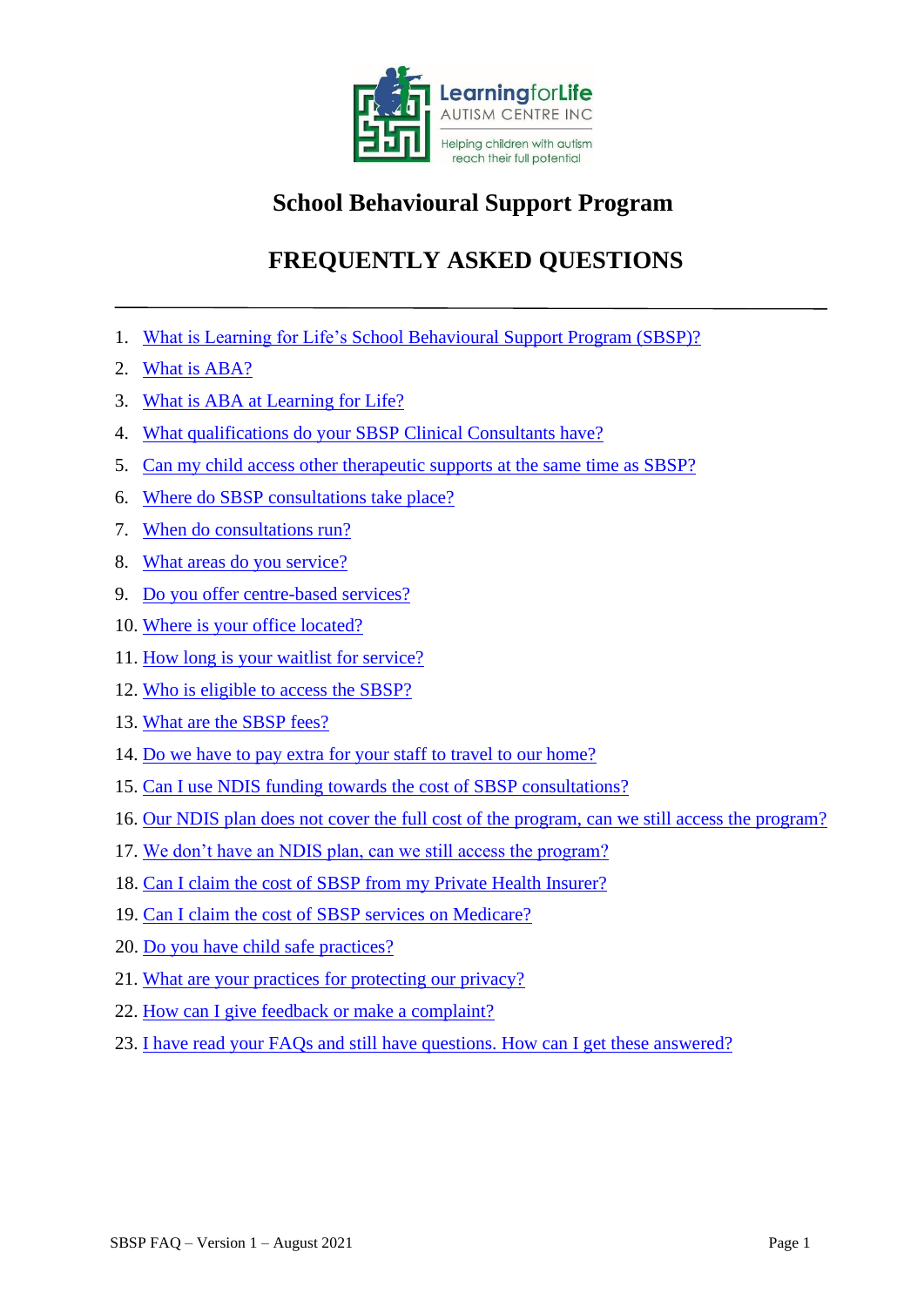LearningforLife
AUTISM CENTRE INC
Helping children with autism reach their full potential

# School Behavioural Support Program

# FREQUENTLY ASKED QUESTIONS

---

1. What is Learning for Life's School Behavioural Support Program (SBSP)?
2. What is ABA?
3. What is ABA at Learning for Life?
4. What qualifications do your SBSP Clinical Consultants have?
5. Can my child access other therapeutic supports at the same time as SBSP?
6. Where do SBSP consultations take place?
7. When do consultations run?
8. What areas do you service?
9. Do you offer centre-based services?
10. Where is your office located?
11. How long is your waitlist for service?
12. Who is eligible to access the SBSP?
13. What are the SBSP fees?
14. Do we have to pay extra for your staff to travel to our home?
15. Can I use NDIS funding towards the cost of SBSP consultations?
16. Our NDIS plan does not cover the full cost of the program, can we still access the program?
17. We don't have an NDIS plan, can we still access the program?
18. Can I claim the cost of SBSP from my Private Health Insurer?
19. Can I claim the cost of SBSP services on Medicare?
20. Do you have child safe practices?
21. What are your practices for protecting our privacy?
22. How can I give feedback or make a complaint?
23. I have read your FAQs and still have questions. How can I get these answered?

SBSP FAQ – Version 1 – August 2021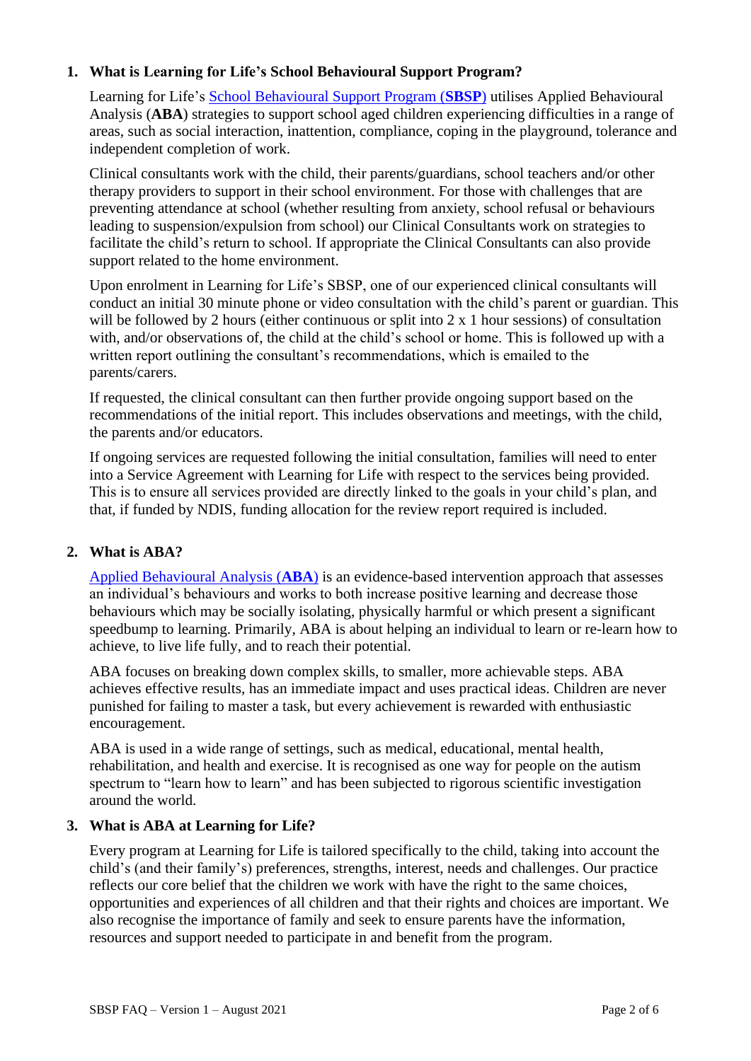## 1. What is Learning for Life's School Behavioural Support Program?

Learning for Life's School Behavioural Support Program (**SBSP**) utilises Applied Behavioural Analysis (**ABA**) strategies to support school aged children experiencing difficulties in a range of areas, such as social interaction, inattention, compliance, coping in the playground, tolerance and independent completion of work.

Clinical consultants work with the child, their parents/guardians, school teachers and/or other therapy providers to support in their school environment. For those with challenges that are preventing attendance at school (whether resulting from anxiety, school refusal or behaviours leading to suspension/expulsion from school) our Clinical Consultants work on strategies to facilitate the child's return to school. If appropriate the Clinical Consultants can also provide support related to the home environment.

Upon enrolment in Learning for Life's SBSP, one of our experienced clinical consultants will conduct an initial 30 minute phone or video consultation with the child's parent or guardian. This will be followed by 2 hours (either continuous or split into 2 x 1 hour sessions) of consultation with, and/or observations of, the child at the child's school or home. This is followed up with a written report outlining the consultant's recommendations, which is emailed to the parents/carers.

If requested, the clinical consultant can then further provide ongoing support based on the recommendations of the initial report. This includes observations and meetings, with the child, the parents and/or educators.

If ongoing services are requested following the initial consultation, families will need to enter into a Service Agreement with Learning for Life with respect to the services being provided. This is to ensure all services provided are directly linked to the goals in your child's plan, and that, if funded by NDIS, funding allocation for the review report required is included.

## 2. What is ABA?

Applied Behavioural Analysis (**ABA**) is an evidence-based intervention approach that assesses an individual's behaviours and works to both increase positive learning and decrease those behaviours which may be socially isolating, physically harmful or which present a significant speedbump to learning. Primarily, ABA is about helping an individual to learn or re-learn how to achieve, to live life fully, and to reach their potential.

ABA focuses on breaking down complex skills, to smaller, more achievable steps. ABA achieves effective results, has an immediate impact and uses practical ideas. Children are never punished for failing to master a task, but every achievement is rewarded with enthusiastic encouragement.

ABA is used in a wide range of settings, such as medical, educational, mental health, rehabilitation, and health and exercise. It is recognised as one way for people on the autism spectrum to "learn how to learn" and has been subjected to rigorous scientific investigation around the world.

## 3. What is ABA at Learning for Life?

Every program at Learning for Life is tailored specifically to the child, taking into account the child's (and their family's) preferences, strengths, interest, needs and challenges. Our practice reflects our core belief that the children we work with have the right to the same choices, opportunities and experiences of all children and that their rights and choices are important. We also recognise the importance of family and seek to ensure parents have the information, resources and support needed to participate in and benefit from the program.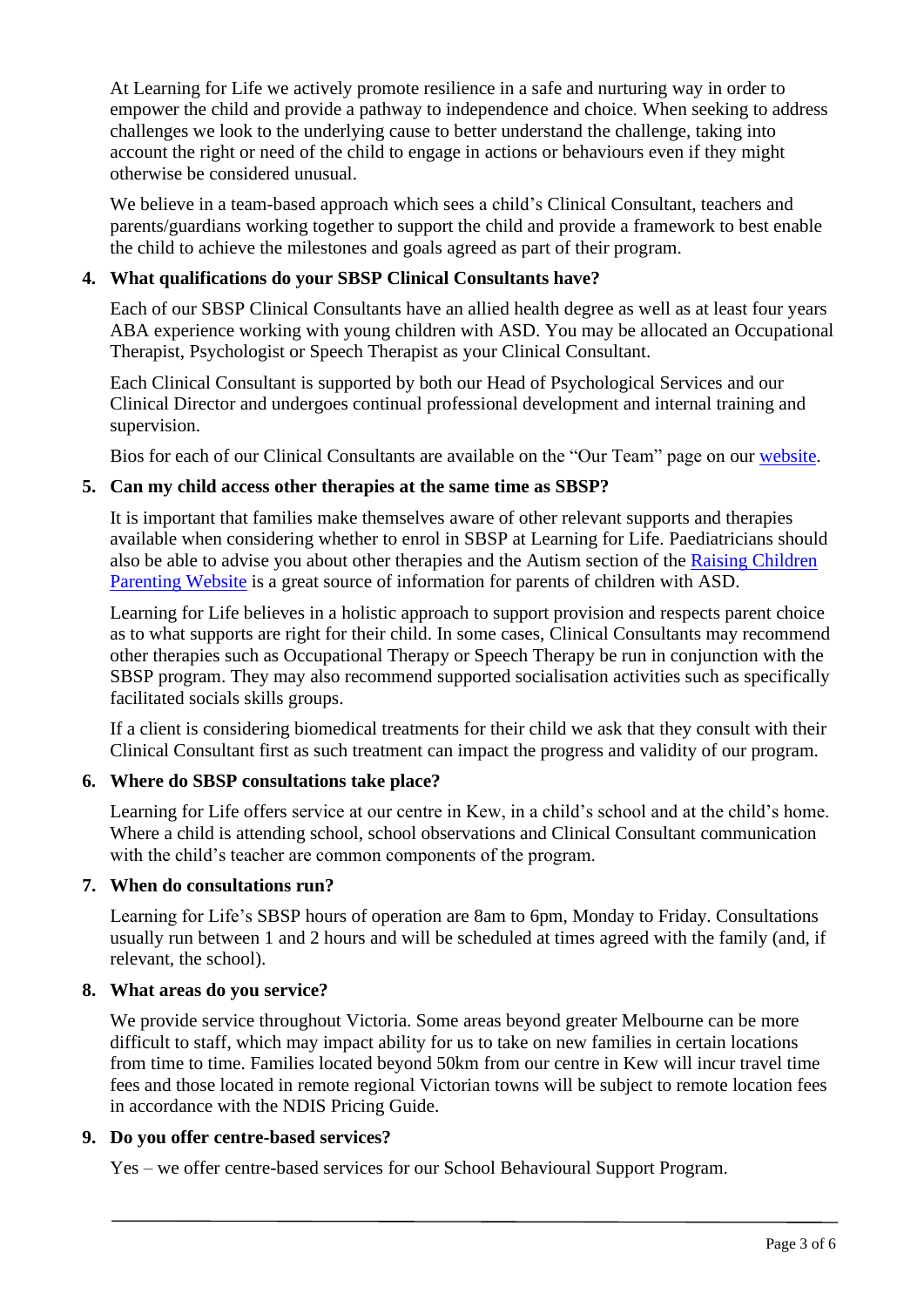At Learning for Life we actively promote resilience in a safe and nurturing way in order to empower the child and provide a pathway to independence and choice. When seeking to address challenges we look to the underlying cause to better understand the challenge, taking into account the right or need of the child to engage in actions or behaviours even if they might otherwise be considered unusual.

We believe in a team-based approach which sees a child's Clinical Consultant, teachers and parents/guardians working together to support the child and provide a framework to best enable the child to achieve the milestones and goals agreed as part of their program.

**4. What qualifications do your SBSP Clinical Consultants have?**

Each of our SBSP Clinical Consultants have an allied health degree as well as at least four years ABA experience working with young children with ASD. You may be allocated an Occupational Therapist, Psychologist or Speech Therapist as your Clinical Consultant.

Each Clinical Consultant is supported by both our Head of Psychological Services and our Clinical Director and undergoes continual professional development and internal training and supervision.

Bios for each of our Clinical Consultants are available on the "Our Team" page on our website.

**5. Can my child access other therapies at the same time as SBSP?**

It is important that families make themselves aware of other relevant supports and therapies available when considering whether to enrol in SBSP at Learning for Life. Paediatricians should also be able to advise you about other therapies and the Autism section of the Raising Children Parenting Website is a great source of information for parents of children with ASD.

Learning for Life believes in a holistic approach to support provision and respects parent choice as to what supports are right for their child. In some cases, Clinical Consultants may recommend other therapies such as Occupational Therapy or Speech Therapy be run in conjunction with the SBSP program. They may also recommend supported socialisation activities such as specifically facilitated socials skills groups.

If a client is considering biomedical treatments for their child we ask that they consult with their Clinical Consultant first as such treatment can impact the progress and validity of our program.

**6. Where do SBSP consultations take place?**

Learning for Life offers service at our centre in Kew, in a child's school and at the child's home. Where a child is attending school, school observations and Clinical Consultant communication with the child's teacher are common components of the program.

**7. When do consultations run?**

Learning for Life's SBSP hours of operation are 8am to 6pm, Monday to Friday. Consultations usually run between 1 and 2 hours and will be scheduled at times agreed with the family (and, if relevant, the school).

**8. What areas do you service?**

We provide service throughout Victoria. Some areas beyond greater Melbourne can be more difficult to staff, which may impact ability for us to take on new families in certain locations from time to time. Families located beyond 50km from our centre in Kew will incur travel time fees and those located in remote regional Victorian towns will be subject to remote location fees in accordance with the NDIS Pricing Guide.

**9. Do you offer centre-based services?**

Yes – we offer centre-based services for our School Behavioural Support Program.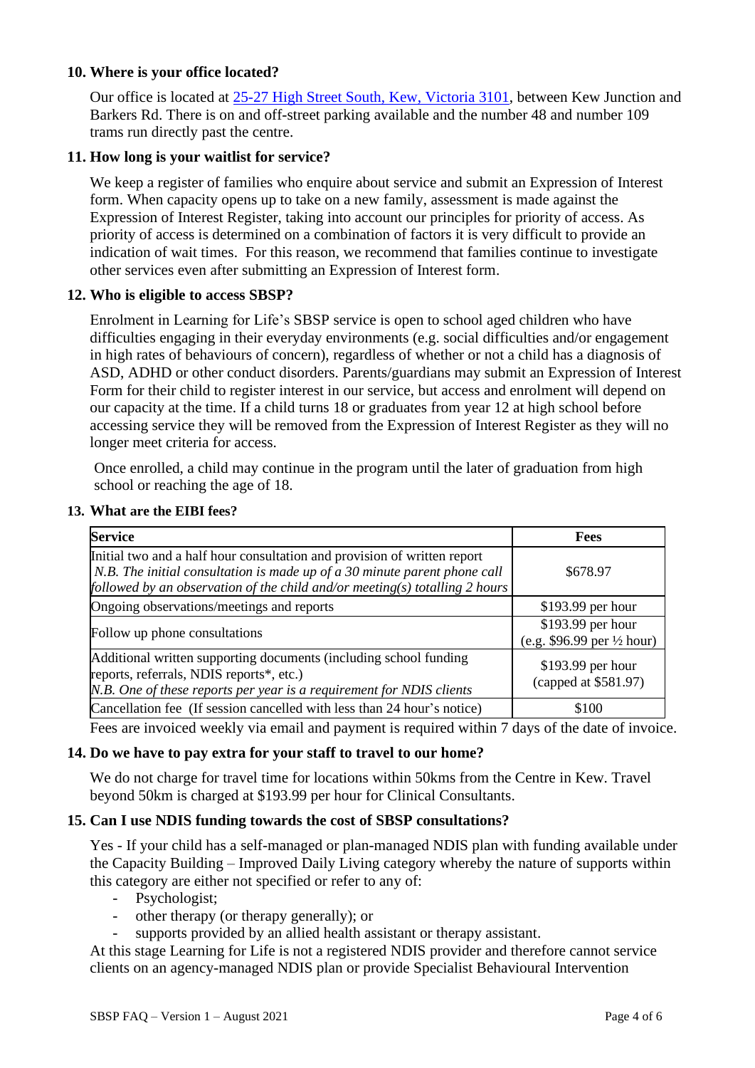**10. Where is your office located?**

Our office is located at [25-27 High Street South, Kew, Victoria 3101](), between Kew Junction and Barkers Rd. There is on and off-street parking available and the number 48 and number 109 trams run directly past the centre.

**11. How long is your waitlist for service?**

We keep a register of families who enquire about service and submit an Expression of Interest form. When capacity opens up to take on a new family, assessment is made against the Expression of Interest Register, taking into account our principles for priority of access. As priority of access is determined on a combination of factors it is very difficult to provide an indication of wait times. For this reason, we recommend that families continue to investigate other services even after submitting an Expression of Interest form.

**12. Who is eligible to access SBSP?**

Enrolment in Learning for Life's SBSP service is open to school aged children who have difficulties engaging in their everyday environments (e.g. social difficulties and/or engagement in high rates of behaviours of concern), regardless of whether or not a child has a diagnosis of ASD, ADHD or other conduct disorders. Parents/guardians may submit an Expression of Interest Form for their child to register interest in our service, but access and enrolment will depend on our capacity at the time. If a child turns 18 or graduates from year 12 at high school before accessing service they will be removed from the Expression of Interest Register as they will no longer meet criteria for access.

Once enrolled, a child may continue in the program until the later of graduation from high school or reaching the age of 18.

**13. What are the EIBI fees?**

| Service | Fees |
|---|---|
| Initial two and a half hour consultation and provision of written report<br>*N.B. The initial consultation is made up of a 30 minute parent phone call followed by an observation of the child and/or meeting(s) totalling 2 hours* | $678.97 |
| Ongoing observations/meetings and reports | $193.99 per hour |
| Follow up phone consultations | $193.99 per hour<br>(e.g. $96.99 per ½ hour) |
| Additional written supporting documents (including school funding reports, referrals, NDIS reports*, etc.)<br>*N.B. One of these reports per year is a requirement for NDIS clients* | $193.99 per hour<br>(capped at $581.97) |
| Cancellation fee (If session cancelled with less than 24 hour's notice) | $100 |

Fees are invoiced weekly via email and payment is required within 7 days of the date of invoice.

**14. Do we have to pay extra for your staff to travel to our home?**

We do not charge for travel time for locations within 50kms from the Centre in Kew. Travel beyond 50km is charged at $193.99 per hour for Clinical Consultants.

**15. Can I use NDIS funding towards the cost of SBSP consultations?**

Yes - If your child has a self-managed or plan-managed NDIS plan with funding available under the Capacity Building – Improved Daily Living category whereby the nature of supports within this category are either not specified or refer to any of:

- Psychologist;
- other therapy (or therapy generally); or
- supports provided by an allied health assistant or therapy assistant.

At this stage Learning for Life is not a registered NDIS provider and therefore cannot service clients on an agency-managed NDIS plan or provide Specialist Behavioural Intervention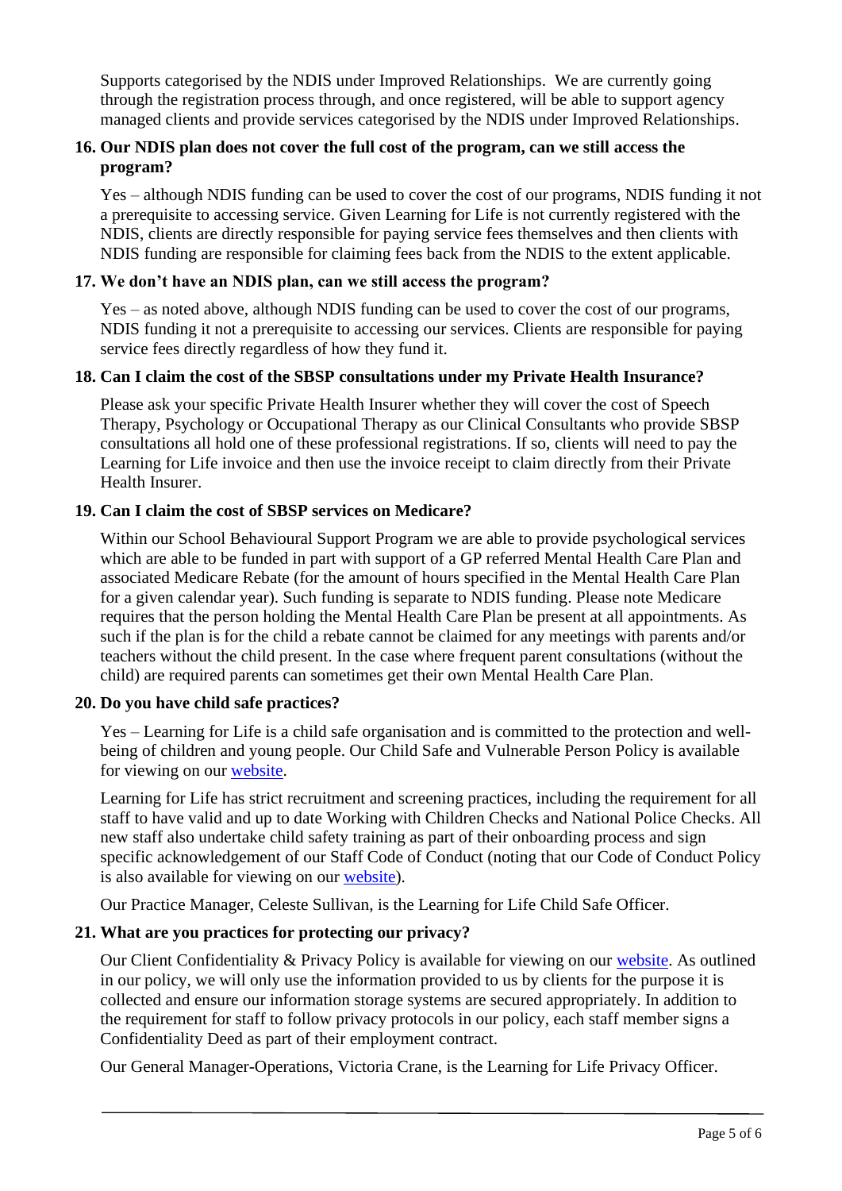Supports categorised by the NDIS under Improved Relationships. We are currently going through the registration process through, and once registered, will be able to support agency managed clients and provide services categorised by the NDIS under Improved Relationships.

**16. Our NDIS plan does not cover the full cost of the program, can we still access the program?**

Yes – although NDIS funding can be used to cover the cost of our programs, NDIS funding it not a prerequisite to accessing service. Given Learning for Life is not currently registered with the NDIS, clients are directly responsible for paying service fees themselves and then clients with NDIS funding are responsible for claiming fees back from the NDIS to the extent applicable.

**17. We don't have an NDIS plan, can we still access the program?**

Yes – as noted above, although NDIS funding can be used to cover the cost of our programs, NDIS funding it not a prerequisite to accessing our services. Clients are responsible for paying service fees directly regardless of how they fund it.

**18. Can I claim the cost of the SBSP consultations under my Private Health Insurance?**

Please ask your specific Private Health Insurer whether they will cover the cost of Speech Therapy, Psychology or Occupational Therapy as our Clinical Consultants who provide SBSP consultations all hold one of these professional registrations. If so, clients will need to pay the Learning for Life invoice and then use the invoice receipt to claim directly from their Private Health Insurer.

**19. Can I claim the cost of SBSP services on Medicare?**

Within our School Behavioural Support Program we are able to provide psychological services which are able to be funded in part with support of a GP referred Mental Health Care Plan and associated Medicare Rebate (for the amount of hours specified in the Mental Health Care Plan for a given calendar year). Such funding is separate to NDIS funding. Please note Medicare requires that the person holding the Mental Health Care Plan be present at all appointments. As such if the plan is for the child a rebate cannot be claimed for any meetings with parents and/or teachers without the child present. In the case where frequent parent consultations (without the child) are required parents can sometimes get their own Mental Health Care Plan.

**20. Do you have child safe practices?**

Yes – Learning for Life is a child safe organisation and is committed to the protection and well-being of children and young people. Our Child Safe and Vulnerable Person Policy is available for viewing on our website.

Learning for Life has strict recruitment and screening practices, including the requirement for all staff to have valid and up to date Working with Children Checks and National Police Checks. All new staff also undertake child safety training as part of their onboarding process and sign specific acknowledgement of our Staff Code of Conduct (noting that our Code of Conduct Policy is also available for viewing on our website).

Our Practice Manager, Celeste Sullivan, is the Learning for Life Child Safe Officer.

**21. What are you practices for protecting our privacy?**

Our Client Confidentiality & Privacy Policy is available for viewing on our website. As outlined in our policy, we will only use the information provided to us by clients for the purpose it is collected and ensure our information storage systems are secured appropriately. In addition to the requirement for staff to follow privacy protocols in our policy, each staff member signs a Confidentiality Deed as part of their employment contract.

Our General Manager-Operations, Victoria Crane, is the Learning for Life Privacy Officer.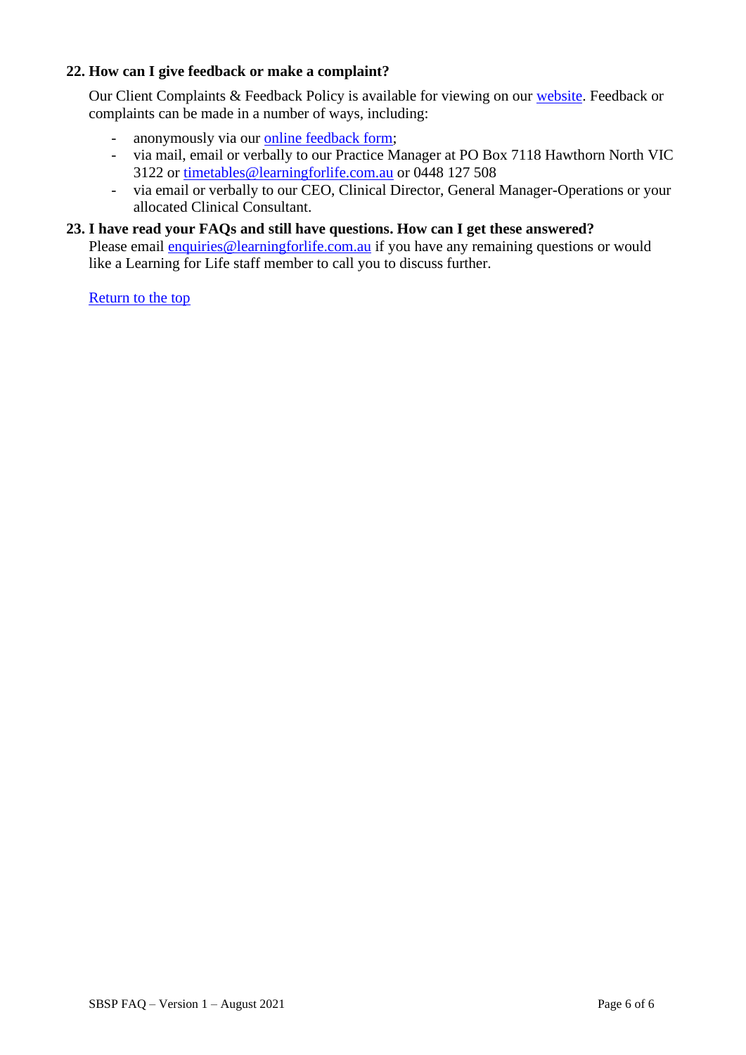**22. How can I give feedback or make a complaint?**

Our Client Complaints & Feedback Policy is available for viewing on our website. Feedback or complaints can be made in a number of ways, including:

- anonymously via our online feedback form;
- via mail, email or verbally to our Practice Manager at PO Box 7118 Hawthorn North VIC 3122 or timetables@learningforlife.com.au or 0448 127 508
- via email or verbally to our CEO, Clinical Director, General Manager-Operations or your allocated Clinical Consultant.

**23. I have read your FAQs and still have questions. How can I get these answered?**

Please email enquiries@learningforlife.com.au if you have any remaining questions or would like a Learning for Life staff member to call you to discuss further.

Return to the top